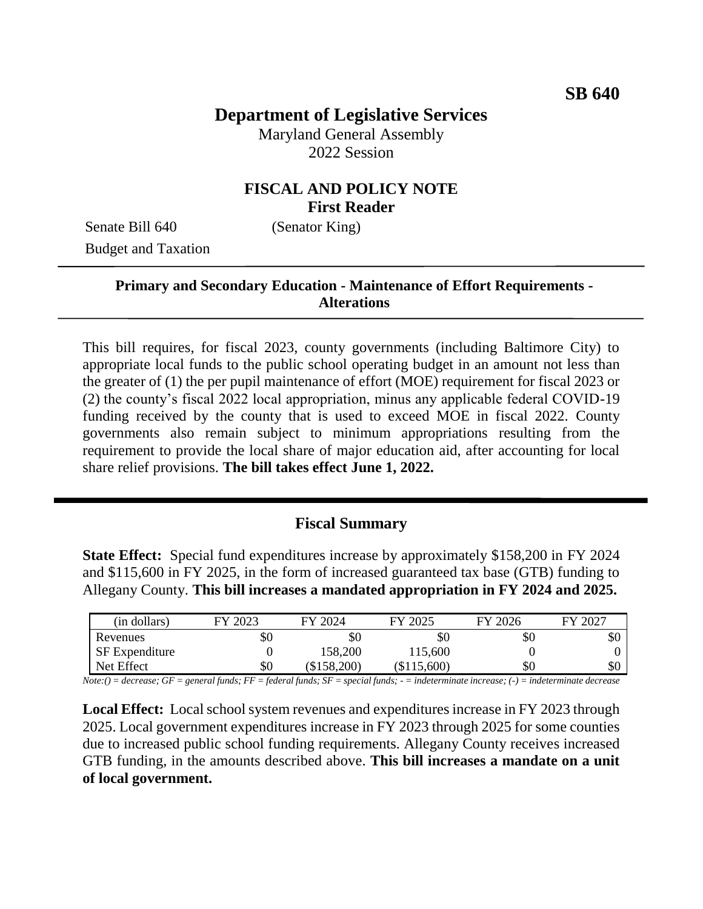**SB 640**

# Department of Legislative Services

Maryland General Assembly
2022 Session

## FISCAL AND POLICY NOTE
**First Reader**

Senate Bill 640 (Senator King)
Budget and Taxation

---

**Primary and Secondary Education - Maintenance of Effort Requirements - Alterations**

---

This bill requires, for fiscal 2023, county governments (including Baltimore City) to appropriate local funds to the public school operating budget in an amount not less than the greater of (1) the per pupil maintenance of effort (MOE) requirement for fiscal 2023 or (2) the county's fiscal 2022 local appropriation, minus any applicable federal COVID-19 funding received by the county that is used to exceed MOE in fiscal 2022. County governments also remain subject to minimum appropriations resulting from the requirement to provide the local share of major education aid, after accounting for local share relief provisions. **The bill takes effect June 1, 2022.**

---

## Fiscal Summary

**State Effect:** Special fund expenditures increase by approximately $158,200 in FY 2024 and $115,600 in FY 2025, in the form of increased guaranteed tax base (GTB) funding to Allegany County. **This bill increases a mandated appropriation in FY 2024 and 2025.**

| (in dollars) | FY 2023 | FY 2024 | FY 2025 | FY 2026 | FY 2027 |
|---|---|---|---|---|---|
| Revenues | $0 | $0 | $0 | $0 | $0 |
| SF Expenditure | 0 | 158,200 | 115,600 | 0 | 0 |
| Net Effect | $0 | ($158,200) | ($115,600) | $0 | $0 |

*Note:() = decrease; GF = general funds; FF = federal funds; SF = special funds; - = indeterminate increase; (-) = indeterminate decrease*

**Local Effect:** Local school system revenues and expenditures increase in FY 2023 through 2025. Local government expenditures increase in FY 2023 through 2025 for some counties due to increased public school funding requirements. Allegany County receives increased GTB funding, in the amounts described above. **This bill increases a mandate on a unit of local government.**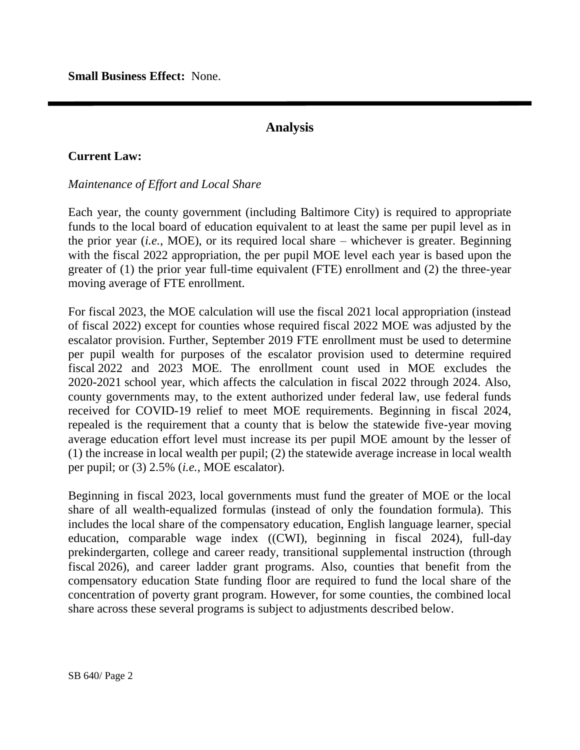**Small Business Effect:** None.

---

## Analysis

**Current Law:**

*Maintenance of Effort and Local Share*

Each year, the county government (including Baltimore City) is required to appropriate funds to the local board of education equivalent to at least the same per pupil level as in the prior year (*i.e.*, MOE), or its required local share – whichever is greater. Beginning with the fiscal 2022 appropriation, the per pupil MOE level each year is based upon the greater of (1) the prior year full-time equivalent (FTE) enrollment and (2) the three-year moving average of FTE enrollment.

For fiscal 2023, the MOE calculation will use the fiscal 2021 local appropriation (instead of fiscal 2022) except for counties whose required fiscal 2022 MOE was adjusted by the escalator provision. Further, September 2019 FTE enrollment must be used to determine per pupil wealth for purposes of the escalator provision used to determine required fiscal 2022 and 2023 MOE. The enrollment count used in MOE excludes the 2020-2021 school year, which affects the calculation in fiscal 2022 through 2024. Also, county governments may, to the extent authorized under federal law, use federal funds received for COVID-19 relief to meet MOE requirements. Beginning in fiscal 2024, repealed is the requirement that a county that is below the statewide five-year moving average education effort level must increase its per pupil MOE amount by the lesser of (1) the increase in local wealth per pupil; (2) the statewide average increase in local wealth per pupil; or (3) 2.5% (*i.e.*, MOE escalator).

Beginning in fiscal 2023, local governments must fund the greater of MOE or the local share of all wealth-equalized formulas (instead of only the foundation formula). This includes the local share of the compensatory education, English language learner, special education, comparable wage index ((CWI), beginning in fiscal 2024), full-day prekindergarten, college and career ready, transitional supplemental instruction (through fiscal 2026), and career ladder grant programs. Also, counties that benefit from the compensatory education State funding floor are required to fund the local share of the concentration of poverty grant program. However, for some counties, the combined local share across these several programs is subject to adjustments described below.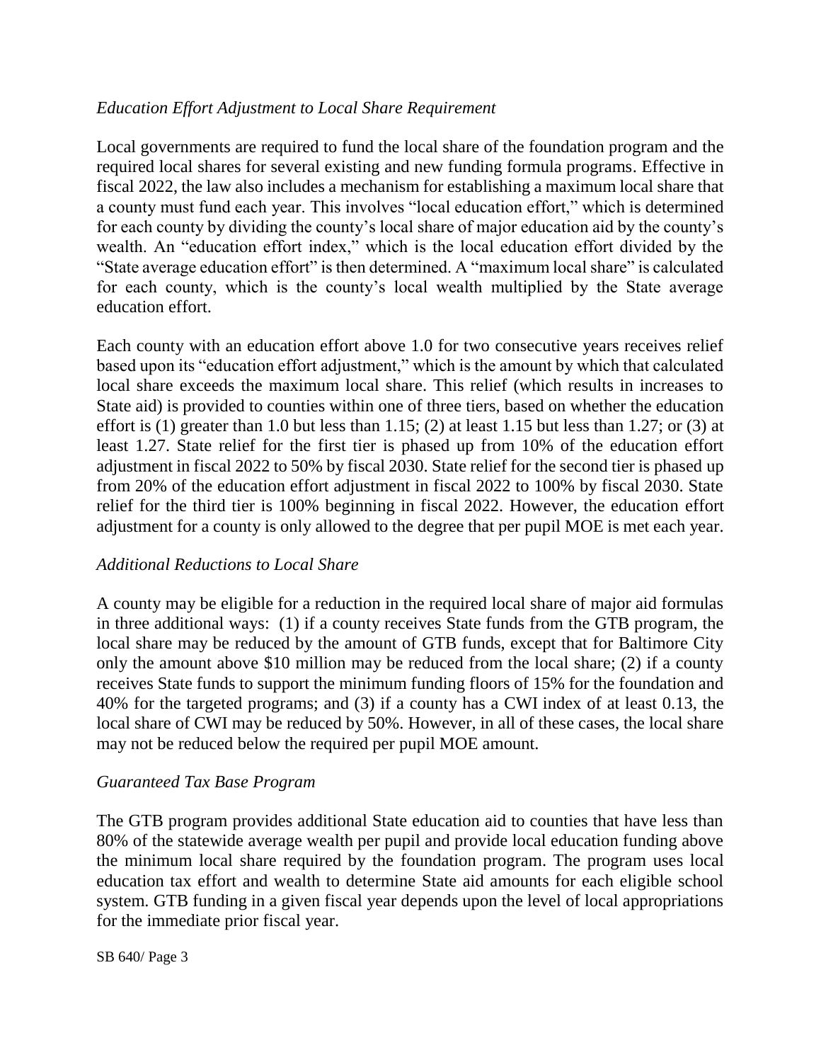*Education Effort Adjustment to Local Share Requirement*

Local governments are required to fund the local share of the foundation program and the required local shares for several existing and new funding formula programs. Effective in fiscal 2022, the law also includes a mechanism for establishing a maximum local share that a county must fund each year. This involves "local education effort," which is determined for each county by dividing the county's local share of major education aid by the county's wealth. An "education effort index," which is the local education effort divided by the "State average education effort" is then determined. A "maximum local share" is calculated for each county, which is the county's local wealth multiplied by the State average education effort.

Each county with an education effort above 1.0 for two consecutive years receives relief based upon its "education effort adjustment," which is the amount by which that calculated local share exceeds the maximum local share. This relief (which results in increases to State aid) is provided to counties within one of three tiers, based on whether the education effort is (1) greater than 1.0 but less than 1.15; (2) at least 1.15 but less than 1.27; or (3) at least 1.27. State relief for the first tier is phased up from 10% of the education effort adjustment in fiscal 2022 to 50% by fiscal 2030. State relief for the second tier is phased up from 20% of the education effort adjustment in fiscal 2022 to 100% by fiscal 2030. State relief for the third tier is 100% beginning in fiscal 2022. However, the education effort adjustment for a county is only allowed to the degree that per pupil MOE is met each year.

*Additional Reductions to Local Share*

A county may be eligible for a reduction in the required local share of major aid formulas in three additional ways: (1) if a county receives State funds from the GTB program, the local share may be reduced by the amount of GTB funds, except that for Baltimore City only the amount above $10 million may be reduced from the local share; (2) if a county receives State funds to support the minimum funding floors of 15% for the foundation and 40% for the targeted programs; and (3) if a county has a CWI index of at least 0.13, the local share of CWI may be reduced by 50%. However, in all of these cases, the local share may not be reduced below the required per pupil MOE amount.

*Guaranteed Tax Base Program*

The GTB program provides additional State education aid to counties that have less than 80% of the statewide average wealth per pupil and provide local education funding above the minimum local share required by the foundation program. The program uses local education tax effort and wealth to determine State aid amounts for each eligible school system. GTB funding in a given fiscal year depends upon the level of local appropriations for the immediate prior fiscal year.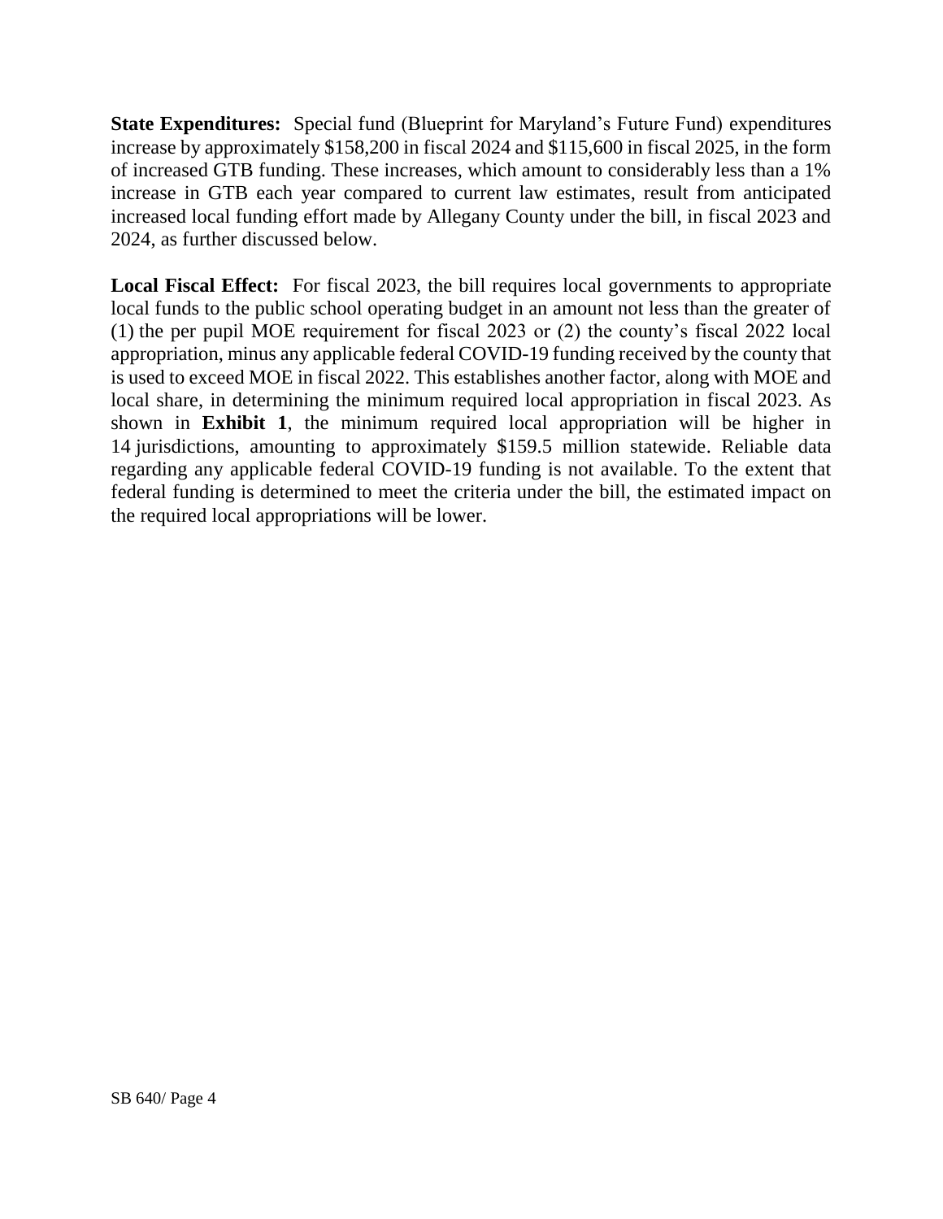**State Expenditures:** Special fund (Blueprint for Maryland's Future Fund) expenditures increase by approximately $158,200 in fiscal 2024 and $115,600 in fiscal 2025, in the form of increased GTB funding. These increases, which amount to considerably less than a 1% increase in GTB each year compared to current law estimates, result from anticipated increased local funding effort made by Allegany County under the bill, in fiscal 2023 and 2024, as further discussed below.

**Local Fiscal Effect:** For fiscal 2023, the bill requires local governments to appropriate local funds to the public school operating budget in an amount not less than the greater of (1) the per pupil MOE requirement for fiscal 2023 or (2) the county's fiscal 2022 local appropriation, minus any applicable federal COVID-19 funding received by the county that is used to exceed MOE in fiscal 2022. This establishes another factor, along with MOE and local share, in determining the minimum required local appropriation in fiscal 2023. As shown in **Exhibit 1**, the minimum required local appropriation will be higher in 14 jurisdictions, amounting to approximately $159.5 million statewide. Reliable data regarding any applicable federal COVID-19 funding is not available. To the extent that federal funding is determined to meet the criteria under the bill, the estimated impact on the required local appropriations will be lower.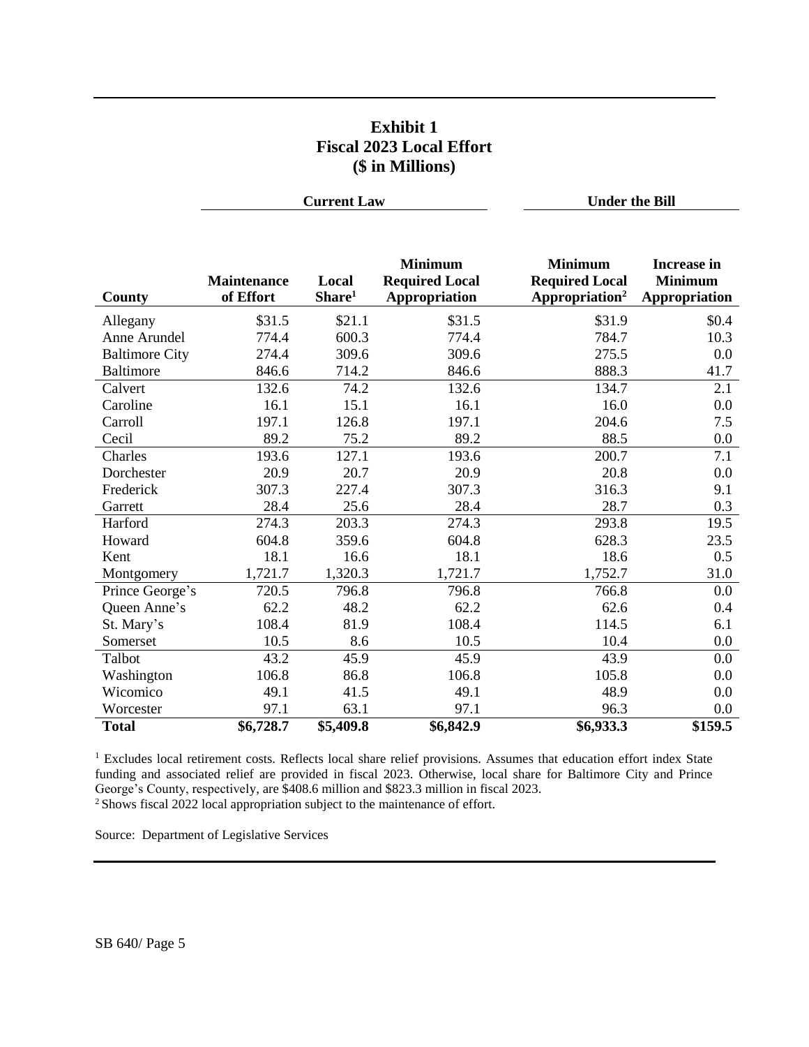**Exhibit 1**
**Fiscal 2023 Local Effort**
**($ in Millions)**

| | Current Law | | | Under the Bill | |
|---|---|---|---|---|---|
| **County** | **Maintenance of Effort** | **Local Share[1]** | **Minimum Required Local Appropriation** | **Minimum Required Local Appropriation[2]** | **Increase in Minimum Appropriation** |
| Allegany | $31.5 | $21.1 | $31.5 | $31.9 | $0.4 |
| Anne Arundel | 774.4 | 600.3 | 774.4 | 784.7 | 10.3 |
| Baltimore City | 274.4 | 309.6 | 309.6 | 275.5 | 0.0 |
| Baltimore | 846.6 | 714.2 | 846.6 | 888.3 | 41.7 |
| Calvert | 132.6 | 74.2 | 132.6 | 134.7 | 2.1 |
| Caroline | 16.1 | 15.1 | 16.1 | 16.0 | 0.0 |
| Carroll | 197.1 | 126.8 | 197.1 | 204.6 | 7.5 |
| Cecil | 89.2 | 75.2 | 89.2 | 88.5 | 0.0 |
| Charles | 193.6 | 127.1 | 193.6 | 200.7 | 7.1 |
| Dorchester | 20.9 | 20.7 | 20.9 | 20.8 | 0.0 |
| Frederick | 307.3 | 227.4 | 307.3 | 316.3 | 9.1 |
| Garrett | 28.4 | 25.6 | 28.4 | 28.7 | 0.3 |
| Harford | 274.3 | 203.3 | 274.3 | 293.8 | 19.5 |
| Howard | 604.8 | 359.6 | 604.8 | 628.3 | 23.5 |
| Kent | 18.1 | 16.6 | 18.1 | 18.6 | 0.5 |
| Montgomery | 1,721.7 | 1,320.3 | 1,721.7 | 1,752.7 | 31.0 |
| Prince George's | 720.5 | 796.8 | 796.8 | 766.8 | 0.0 |
| Queen Anne's | 62.2 | 48.2 | 62.2 | 62.6 | 0.4 |
| St. Mary's | 108.4 | 81.9 | 108.4 | 114.5 | 6.1 |
| Somerset | 10.5 | 8.6 | 10.5 | 10.4 | 0.0 |
| Talbot | 43.2 | 45.9 | 45.9 | 43.9 | 0.0 |
| Washington | 106.8 | 86.8 | 106.8 | 105.8 | 0.0 |
| Wicomico | 49.1 | 41.5 | 49.1 | 48.9 | 0.0 |
| Worcester | 97.1 | 63.1 | 97.1 | 96.3 | 0.0 |
| **Total** | **$6,728.7** | **$5,409.8** | **$6,842.9** | **$6,933.3** | **$159.5** |

[1] Excludes local retirement costs. Reflects local share relief provisions. Assumes that education effort index State funding and associated relief are provided in fiscal 2023. Otherwise, local share for Baltimore City and Prince George's County, respectively, are $408.6 million and $823.3 million in fiscal 2023.
[2] Shows fiscal 2022 local appropriation subject to the maintenance of effort.

Source: Department of Legislative Services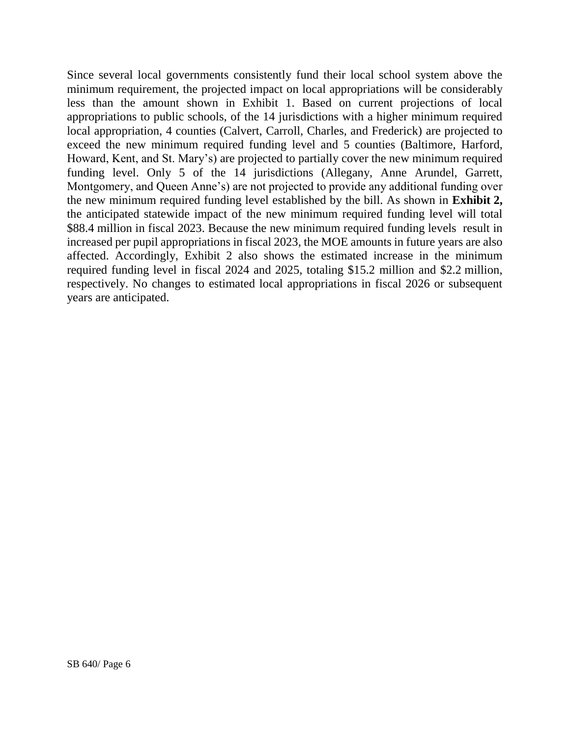Since several local governments consistently fund their local school system above the minimum requirement, the projected impact on local appropriations will be considerably less than the amount shown in Exhibit 1. Based on current projections of local appropriations to public schools, of the 14 jurisdictions with a higher minimum required local appropriation, 4 counties (Calvert, Carroll, Charles, and Frederick) are projected to exceed the new minimum required funding level and 5 counties (Baltimore, Harford, Howard, Kent, and St. Mary's) are projected to partially cover the new minimum required funding level. Only 5 of the 14 jurisdictions (Allegany, Anne Arundel, Garrett, Montgomery, and Queen Anne's) are not projected to provide any additional funding over the new minimum required funding level established by the bill. As shown in **Exhibit 2,** the anticipated statewide impact of the new minimum required funding level will total \$88.4 million in fiscal 2023. Because the new minimum required funding levels result in increased per pupil appropriations in fiscal 2023, the MOE amounts in future years are also affected. Accordingly, Exhibit 2 also shows the estimated increase in the minimum required funding level in fiscal 2024 and 2025, totaling \$15.2 million and \$2.2 million, respectively. No changes to estimated local appropriations in fiscal 2026 or subsequent years are anticipated.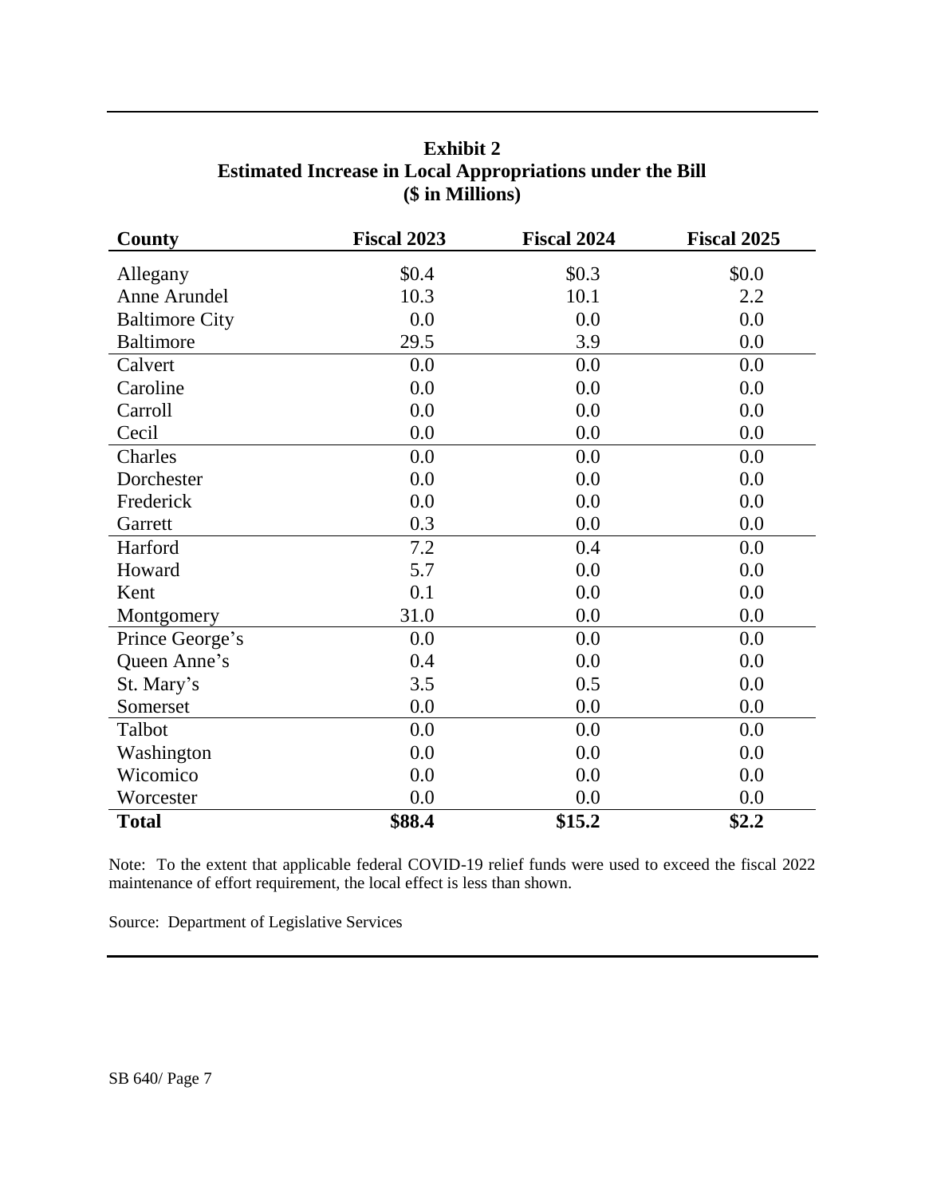**Exhibit 2**
**Estimated Increase in Local Appropriations under the Bill**
**($ in Millions)**

| County | Fiscal 2023 | Fiscal 2024 | Fiscal 2025 |
|---|---|---|---|
| Allegany | $0.4 | $0.3 | $0.0 |
| Anne Arundel | 10.3 | 10.1 | 2.2 |
| Baltimore City | 0.0 | 0.0 | 0.0 |
| Baltimore | 29.5 | 3.9 | 0.0 |
| Calvert | 0.0 | 0.0 | 0.0 |
| Caroline | 0.0 | 0.0 | 0.0 |
| Carroll | 0.0 | 0.0 | 0.0 |
| Cecil | 0.0 | 0.0 | 0.0 |
| Charles | 0.0 | 0.0 | 0.0 |
| Dorchester | 0.0 | 0.0 | 0.0 |
| Frederick | 0.0 | 0.0 | 0.0 |
| Garrett | 0.3 | 0.0 | 0.0 |
| Harford | 7.2 | 0.4 | 0.0 |
| Howard | 5.7 | 0.0 | 0.0 |
| Kent | 0.1 | 0.0 | 0.0 |
| Montgomery | 31.0 | 0.0 | 0.0 |
| Prince George's | 0.0 | 0.0 | 0.0 |
| Queen Anne's | 0.4 | 0.0 | 0.0 |
| St. Mary's | 3.5 | 0.5 | 0.0 |
| Somerset | 0.0 | 0.0 | 0.0 |
| Talbot | 0.0 | 0.0 | 0.0 |
| Washington | 0.0 | 0.0 | 0.0 |
| Wicomico | 0.0 | 0.0 | 0.0 |
| Worcester | 0.0 | 0.0 | 0.0 |
| **Total** | **$88.4** | **$15.2** | **$2.2** |

Note: To the extent that applicable federal COVID-19 relief funds were used to exceed the fiscal 2022 maintenance of effort requirement, the local effect is less than shown.

Source: Department of Legislative Services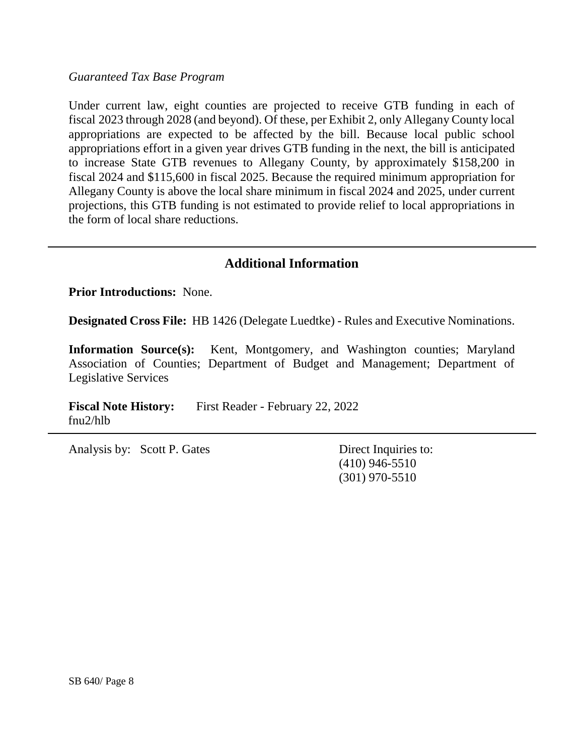*Guaranteed Tax Base Program*

Under current law, eight counties are projected to receive GTB funding in each of fiscal 2023 through 2028 (and beyond). Of these, per Exhibit 2, only Allegany County local appropriations are expected to be affected by the bill. Because local public school appropriations effort in a given year drives GTB funding in the next, the bill is anticipated to increase State GTB revenues to Allegany County, by approximately $158,200 in fiscal 2024 and $115,600 in fiscal 2025. Because the required minimum appropriation for Allegany County is above the local share minimum in fiscal 2024 and 2025, under current projections, this GTB funding is not estimated to provide relief to local appropriations in the form of local share reductions.

---

## Additional Information

**Prior Introductions:** None.

**Designated Cross File:** HB 1426 (Delegate Luedtke) - Rules and Executive Nominations.

**Information Source(s):** Kent, Montgomery, and Washington counties; Maryland Association of Counties; Department of Budget and Management; Department of Legislative Services

**Fiscal Note History:** First Reader - February 22, 2022
fnu2/hlb

---

Analysis by: Scott P. Gates

Direct Inquiries to:
(410) 946-5510
(301) 970-5510